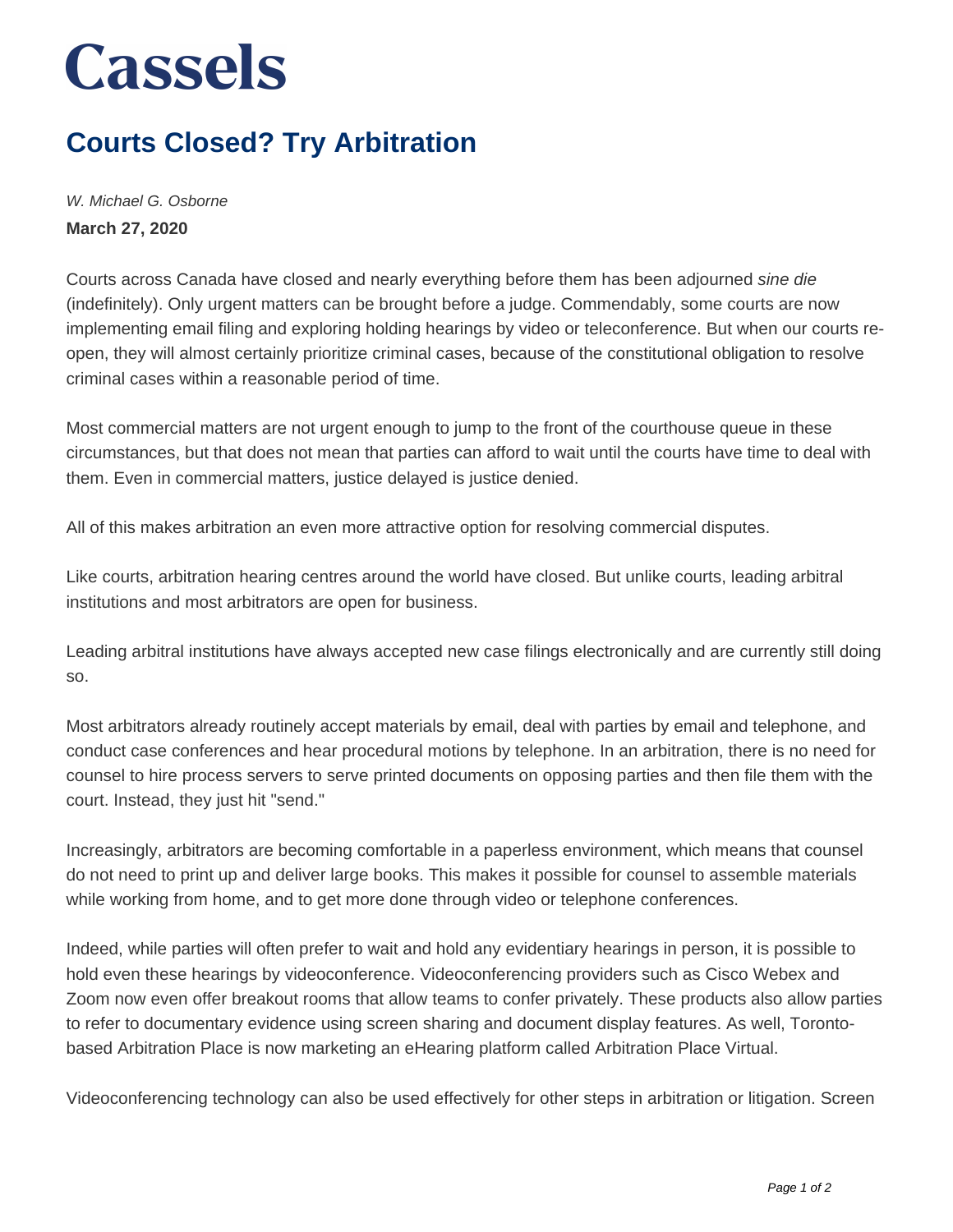# Cassels

## Courts Closed? Try Arbitration

*W. Michael G. Osborne*

**March 27, 2020**

Courts across Canada have closed and nearly everything before them has been adjourned *sine die* (indefinitely). Only urgent matters can be brought before a judge. Commendably, some courts are now implementing email filing and exploring holding hearings by video or teleconference. But when our courts re-open, they will almost certainly prioritize criminal cases, because of the constitutional obligation to resolve criminal cases within a reasonable period of time.

Most commercial matters are not urgent enough to jump to the front of the courthouse queue in these circumstances, but that does not mean that parties can afford to wait until the courts have time to deal with them. Even in commercial matters, justice delayed is justice denied.

All of this makes arbitration an even more attractive option for resolving commercial disputes.

Like courts, arbitration hearing centres around the world have closed. But unlike courts, leading arbitral institutions and most arbitrators are open for business.

Leading arbitral institutions have always accepted new case filings electronically and are currently still doing so.

Most arbitrators already routinely accept materials by email, deal with parties by email and telephone, and conduct case conferences and hear procedural motions by telephone. In an arbitration, there is no need for counsel to hire process servers to serve printed documents on opposing parties and then file them with the court. Instead, they just hit "send."

Increasingly, arbitrators are becoming comfortable in a paperless environment, which means that counsel do not need to print up and deliver large books. This makes it possible for counsel to assemble materials while working from home, and to get more done through video or telephone conferences.

Indeed, while parties will often prefer to wait and hold any evidentiary hearings in person, it is possible to hold even these hearings by videoconference. Videoconferencing providers such as Cisco Webex and Zoom now even offer breakout rooms that allow teams to confer privately. These products also allow parties to refer to documentary evidence using screen sharing and document display features. As well, Toronto-based Arbitration Place is now marketing an eHearing platform called Arbitration Place Virtual.

Videoconferencing technology can also be used effectively for other steps in arbitration or litigation. Screen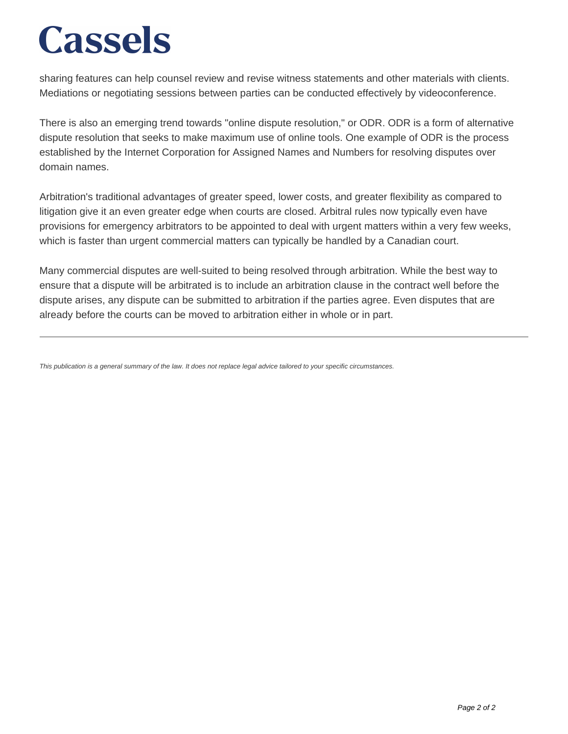sharing features can help counsel review and revise witness statements and other materials with clients. Mediations or negotiating sessions between parties can be conducted effectively by videoconference.

There is also an emerging trend towards "online dispute resolution," or ODR. ODR is a form of alternative dispute resolution that seeks to make maximum use of online tools. One example of ODR is the process established by the Internet Corporation for Assigned Names and Numbers for resolving disputes over domain names.

Arbitration's traditional advantages of greater speed, lower costs, and greater flexibility as compared to litigation give it an even greater edge when courts are closed. Arbitral rules now typically even have provisions for emergency arbitrators to be appointed to deal with urgent matters within a very few weeks, which is faster than urgent commercial matters can typically be handled by a Canadian court.

Many commercial disputes are well-suited to being resolved through arbitration. While the best way to ensure that a dispute will be arbitrated is to include an arbitration clause in the contract well before the dispute arises, any dispute can be submitted to arbitration if the parties agree. Even disputes that are already before the courts can be moved to arbitration either in whole or in part.

---

*This publication is a general summary of the law. It does not replace legal advice tailored to your specific circumstances.*